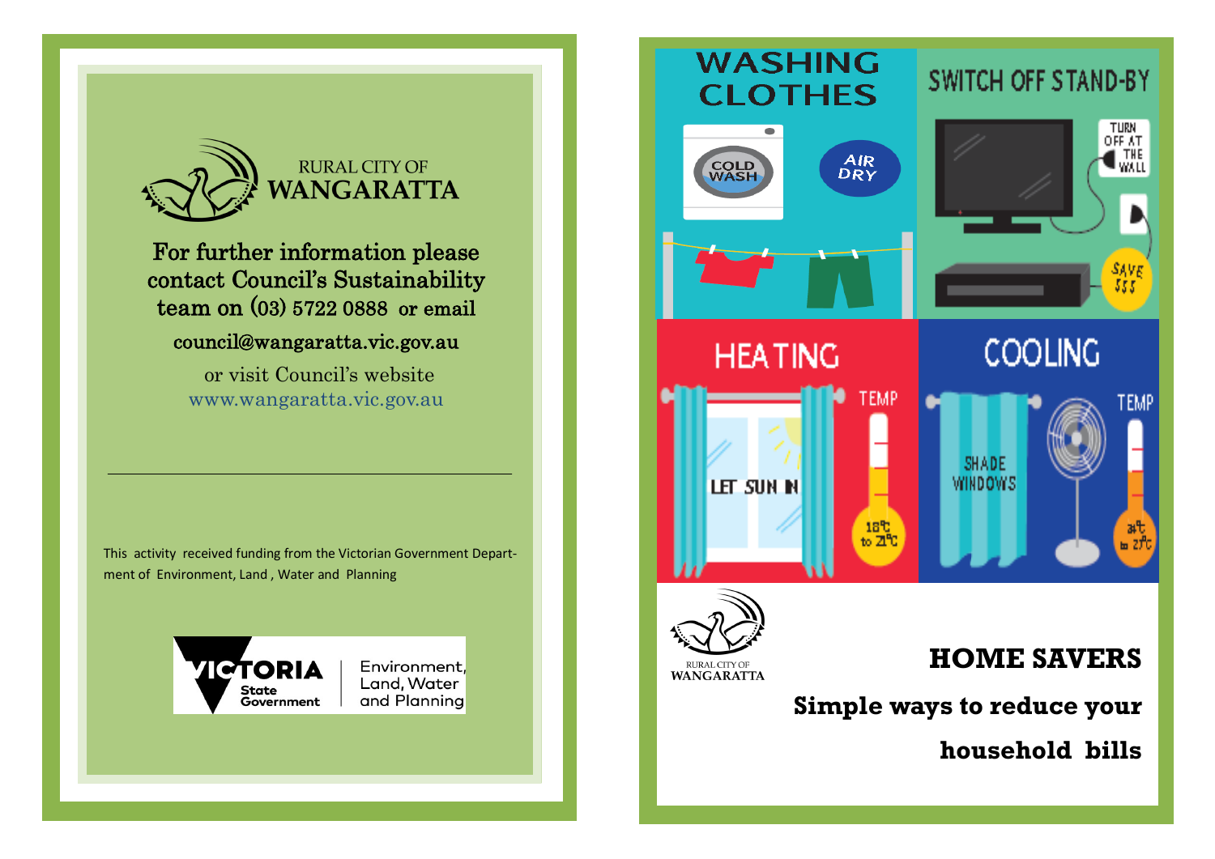RURAL CITY OF WANGARATTA

For further information please contact Council's Sustainability team on (03) 5722 0888 or email

council@wangaratta.vic.gov.au

or visit Council's website
www.wangaratta.vic.gov.au

---

This activity received funding from the Victorian Government Department of Environment, Land, Water and Planning

VICTORIA State Government | Environment, Land, Water and Planning

## WASHING CLOTHES

COLD WASH

AIR DRY

## SWITCH OFF STAND-BY

TURN OFF AT THE WALL

SAVE $$$

## HEATING

LET SUN IN

TEMP 18°C to 21°C

## COOLING

SHADE WINDOWS

TEMP 24°C to 27°C

RURAL CITY OF WANGARATTA

# HOME SAVERS

## Simple ways to reduce your household bills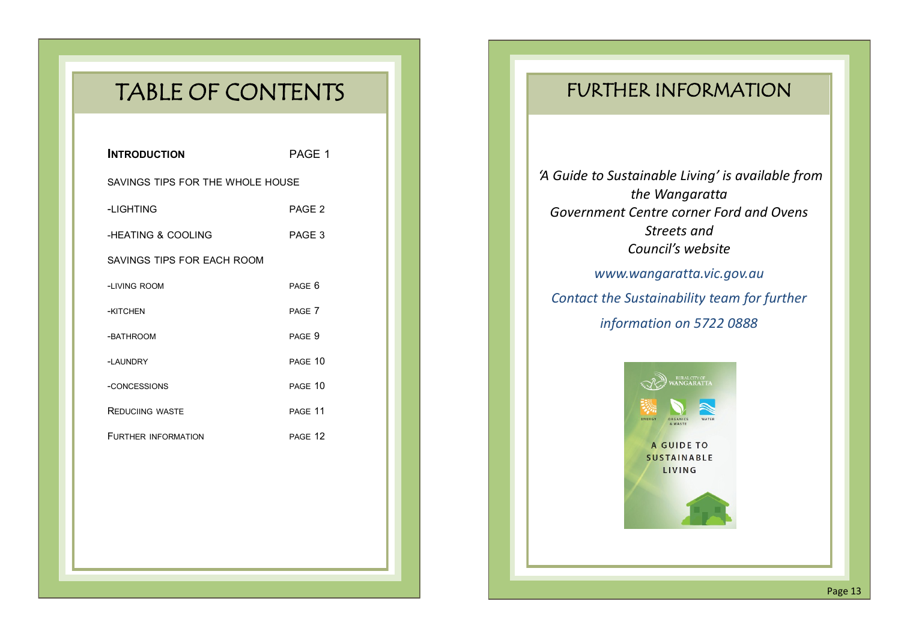# TABLE OF CONTENTS

| | |
|---|---|
| **INTRODUCTION** | PAGE 1 |
| SAVINGS TIPS FOR THE WHOLE HOUSE | |
| -LIGHTING | PAGE 2 |
| -HEATING & COOLING | PAGE 3 |
| SAVINGS TIPS FOR EACH ROOM | |
| -LIVING ROOM | PAGE 6 |
| -KITCHEN | PAGE 7 |
| -BATHROOM | PAGE 9 |
| -LAUNDRY | PAGE 10 |
| -CONCESSIONS | PAGE 10 |
| REDUCIING WASTE | PAGE 11 |
| FURTHER INFORMATION | PAGE 12 |

# FURTHER INFORMATION

*'A Guide to Sustainable Living' is available from the Wangaratta Government Centre corner Ford and Ovens Streets and Council's website*

*www.wangaratta.vic.gov.au*

*Contact the Sustainability team for further information on 5722 0888*

RURAL CITY OF WANGARATTA

ENERGY ORGANICS & WASTE WATER

A GUIDE TO SUSTAINABLE LIVING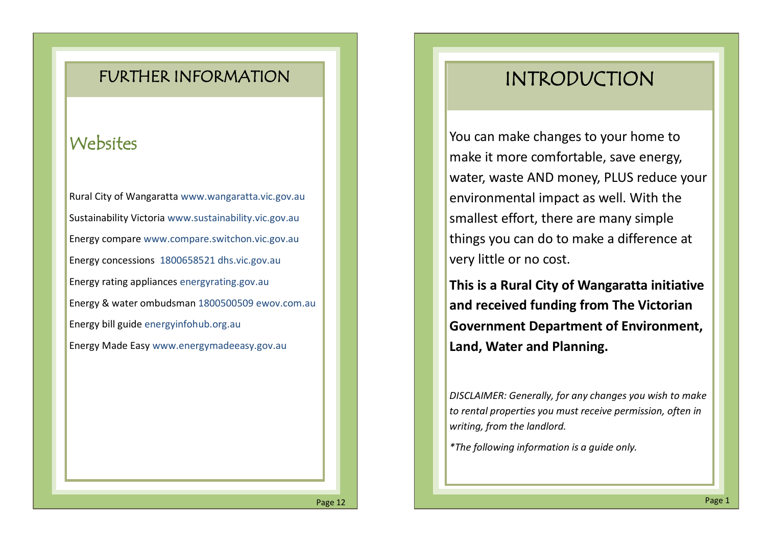# FURTHER INFORMATION

## Websites

Rural City of Wangaratta www.wangaratta.vic.gov.au

Sustainability Victoria www.sustainability.vic.gov.au

Energy compare www.compare.switchon.vic.gov.au

Energy concessions 1800658521 dhs.vic.gov.au

Energy rating appliances energyrating.gov.au

Energy & water ombudsman 1800500509 ewov.com.au

Energy bill guide energyinfohub.org.au

Energy Made Easy www.energymadeeasy.gov.au

# INTRODUCTION

You can make changes to your home to make it more comfortable, save energy, water, waste AND money, PLUS reduce your environmental impact as well. With the smallest effort, there are many simple things you can do to make a difference at very little or no cost.

**This is a Rural City of Wangaratta initiative and received funding from The Victorian Government Department of Environment, Land, Water and Planning.**

*DISCLAIMER: Generally, for any changes you wish to make to rental properties you must receive permission, often in writing, from the landlord.*

*\*The following information is a guide only.*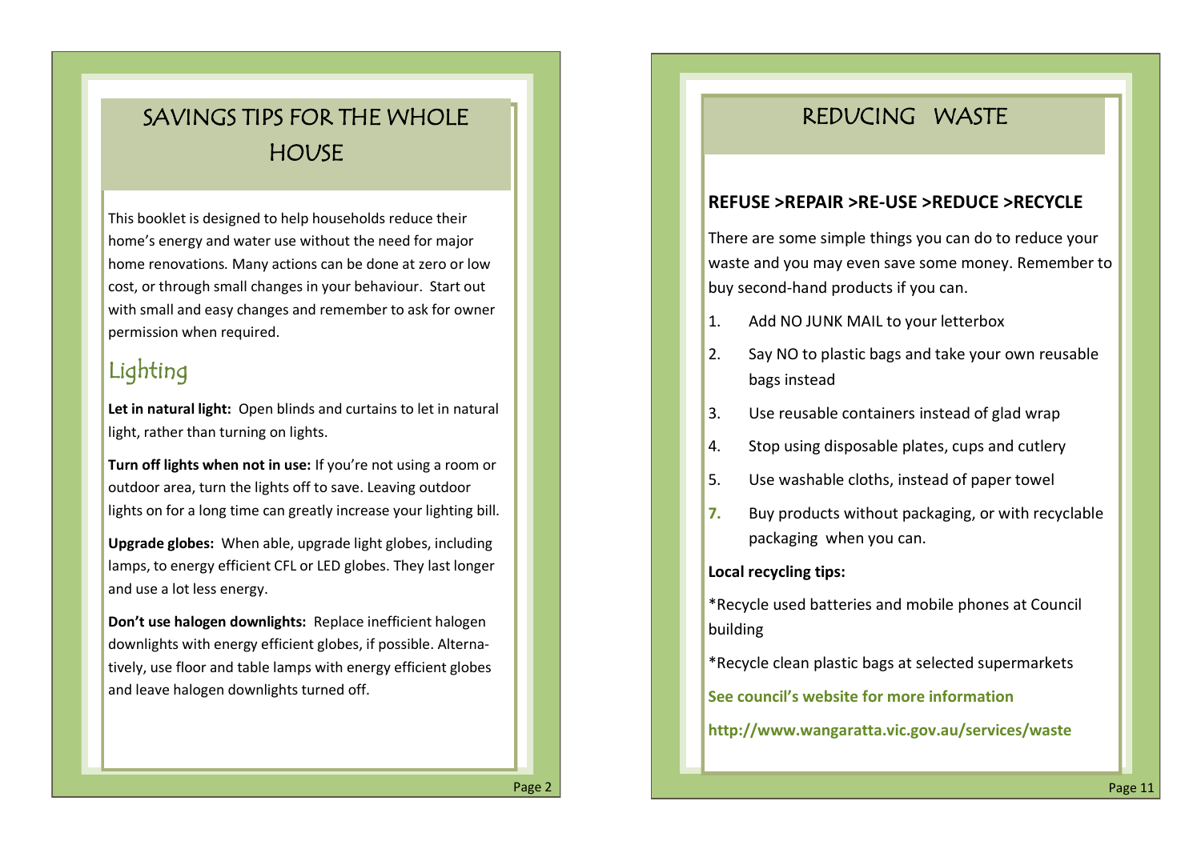# SAVINGS TIPS FOR THE WHOLE HOUSE

This booklet is designed to help households reduce their home's energy and water use without the need for major home renovations. Many actions can be done at zero or low cost, or through small changes in your behaviour. Start out with small and easy changes and remember to ask for owner permission when required.

## Lighting

**Let in natural light:** Open blinds and curtains to let in natural light, rather than turning on lights.

**Turn off lights when not in use:** If you're not using a room or outdoor area, turn the lights off to save. Leaving outdoor lights on for a long time can greatly increase your lighting bill.

**Upgrade globes:** When able, upgrade light globes, including lamps, to energy efficient CFL or LED globes. They last longer and use a lot less energy.

**Don't use halogen downlights:** Replace inefficient halogen downlights with energy efficient globes, if possible. Alternatively, use floor and table lamps with energy efficient globes and leave halogen downlights turned off.

# REDUCING WASTE

**REFUSE >REPAIR >RE-USE >REDUCE >RECYCLE**

There are some simple things you can do to reduce your waste and you may even save some money. Remember to buy second-hand products if you can.

1. Add NO JUNK MAIL to your letterbox
2. Say NO to plastic bags and take your own reusable bags instead
3. Use reusable containers instead of glad wrap
4. Stop using disposable plates, cups and cutlery
5. Use washable cloths, instead of paper towel

7. Buy products without packaging, or with recyclable packaging when you can.

**Local recycling tips:**

*Recycle used batteries and mobile phones at Council building

*Recycle clean plastic bags at selected supermarkets

**See council's website for more information**

**http://www.wangaratta.vic.gov.au/services/waste**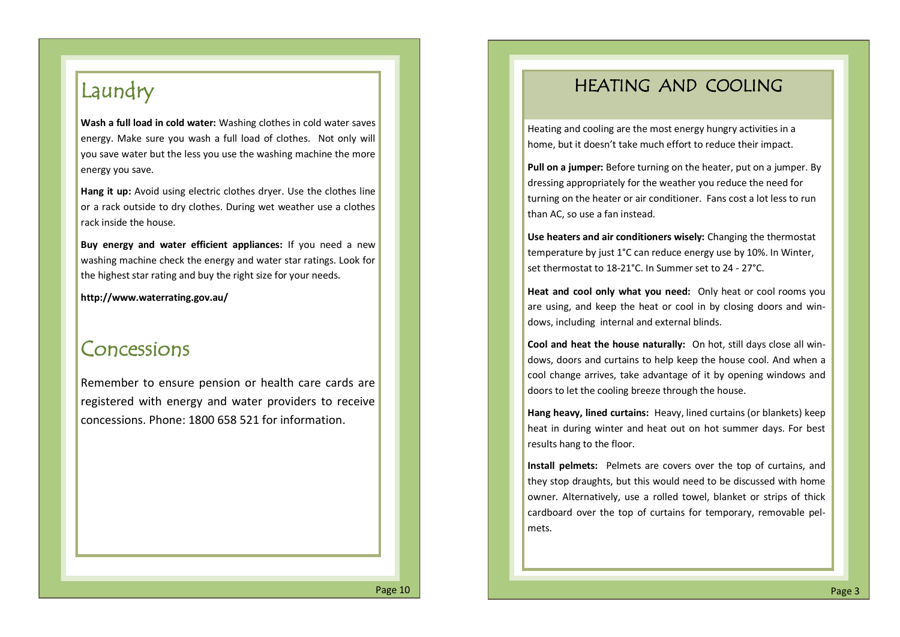# Laundry

**Wash a full load in cold water:** Washing clothes in cold water saves energy. Make sure you wash a full load of clothes. Not only will you save water but the less you use the washing machine the more energy you save.

**Hang it up:** Avoid using electric clothes dryer. Use the clothes line or a rack outside to dry clothes. During wet weather use a clothes rack inside the house.

**Buy energy and water efficient appliances:** If you need a new washing machine check the energy and water star ratings. Look for the highest star rating and buy the right size for your needs.

**http://www.waterrating.gov.au/**

# Concessions

Remember to ensure pension or health care cards are registered with energy and water providers to receive concessions. Phone: 1800 658 521 for information.

# HEATING AND COOLING

Heating and cooling are the most energy hungry activities in a home, but it doesn't take much effort to reduce their impact.

**Pull on a jumper:** Before turning on the heater, put on a jumper. By dressing appropriately for the weather you reduce the need for turning on the heater or air conditioner. Fans cost a lot less to run than AC, so use a fan instead.

**Use heaters and air conditioners wisely:** Changing the thermostat temperature by just 1°C can reduce energy use by 10%. In Winter, set thermostat to 18-21°C. In Summer set to 24 - 27°C.

**Heat and cool only what you need:** Only heat or cool rooms you are using, and keep the heat or cool in by closing doors and windows, including internal and external blinds.

**Cool and heat the house naturally:** On hot, still days close all windows, doors and curtains to help keep the house cool. And when a cool change arrives, take advantage of it by opening windows and doors to let the cooling breeze through the house.

**Hang heavy, lined curtains:** Heavy, lined curtains (or blankets) keep heat in during winter and heat out on hot summer days. For best results hang to the floor.

**Install pelmets:** Pelmets are covers over the top of curtains, and they stop draughts, but this would need to be discussed with home owner. Alternatively, use a rolled towel, blanket or strips of thick cardboard over the top of curtains for temporary, removable pelmets.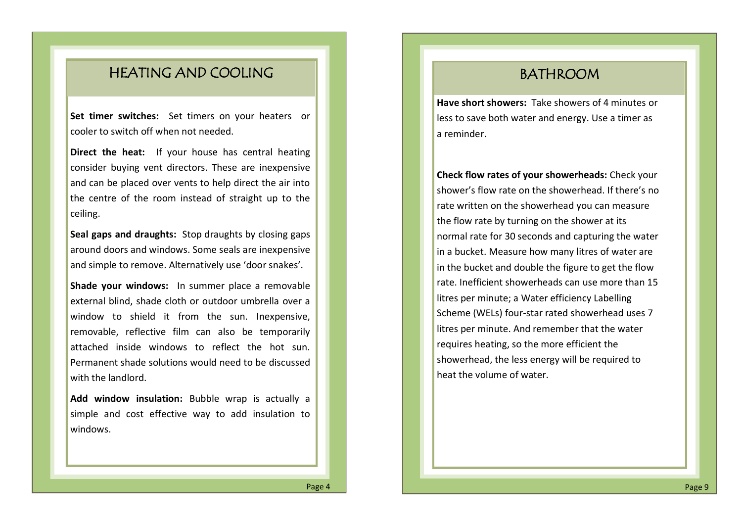## HEATING AND COOLING

**Set timer switches:** Set timers on your heaters or cooler to switch off when not needed.

**Direct the heat:** If your house has central heating consider buying vent directors. These are inexpensive and can be placed over vents to help direct the air into the centre of the room instead of straight up to the ceiling.

**Seal gaps and draughts:** Stop draughts by closing gaps around doors and windows. Some seals are inexpensive and simple to remove. Alternatively use 'door snakes'.

**Shade your windows:** In summer place a removable external blind, shade cloth or outdoor umbrella over a window to shield it from the sun. Inexpensive, removable, reflective film can also be temporarily attached inside windows to reflect the hot sun. Permanent shade solutions would need to be discussed with the landlord.

**Add window insulation:** Bubble wrap is actually a simple and cost effective way to add insulation to windows.

## BATHROOM

**Have short showers:** Take showers of 4 minutes or less to save both water and energy. Use a timer as a reminder.

**Check flow rates of your showerheads:** Check your shower's flow rate on the showerhead. If there's no rate written on the showerhead you can measure the flow rate by turning on the shower at its normal rate for 30 seconds and capturing the water in a bucket. Measure how many litres of water are in the bucket and double the figure to get the flow rate. Inefficient showerheads can use more than 15 litres per minute; a Water efficiency Labelling Scheme (WELs) four-star rated showerhead uses 7 litres per minute. And remember that the water requires heating, so the more efficient the showerhead, the less energy will be required to heat the volume of water.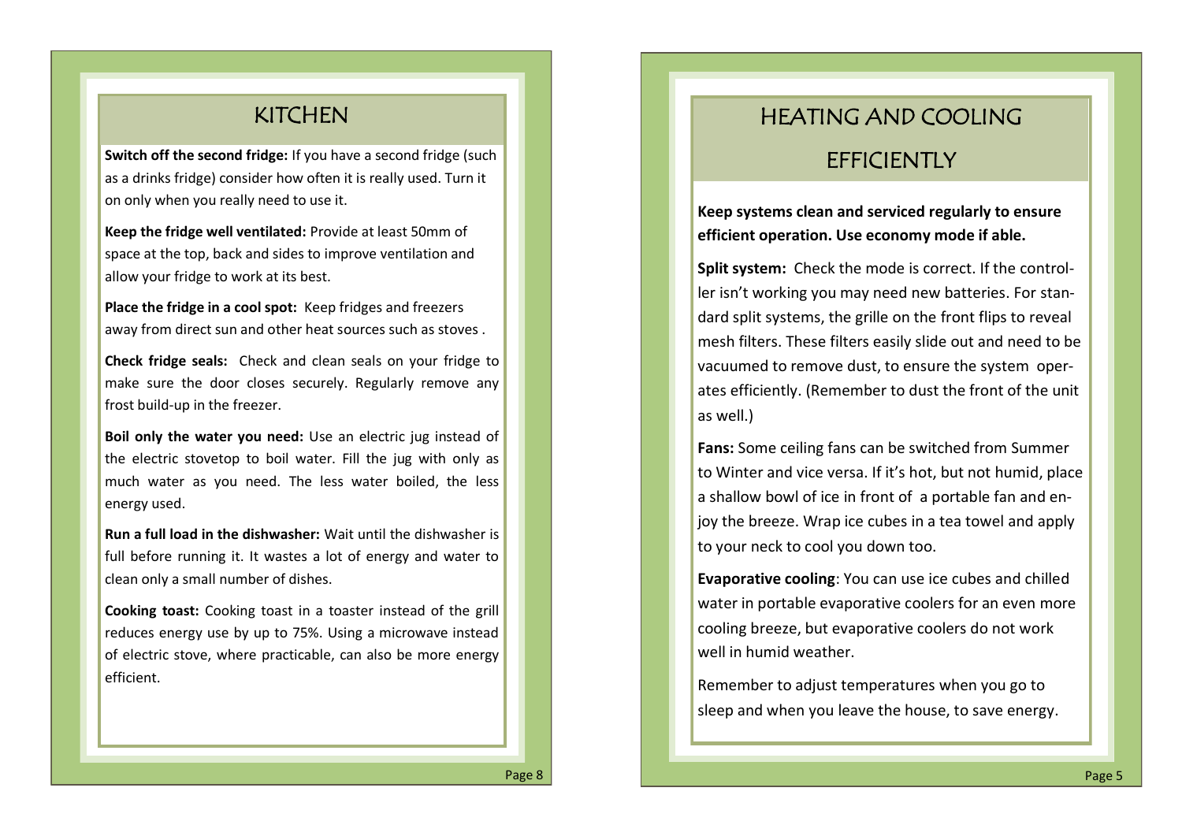# KITCHEN

**Switch off the second fridge:** If you have a second fridge (such as a drinks fridge) consider how often it is really used. Turn it on only when you really need to use it.

**Keep the fridge well ventilated:** Provide at least 50mm of space at the top, back and sides to improve ventilation and allow your fridge to work at its best.

**Place the fridge in a cool spot:** Keep fridges and freezers away from direct sun and other heat sources such as stoves .

**Check fridge seals:** Check and clean seals on your fridge to make sure the door closes securely. Regularly remove any frost build-up in the freezer.

**Boil only the water you need:** Use an electric jug instead of the electric stovetop to boil water. Fill the jug with only as much water as you need. The less water boiled, the less energy used.

**Run a full load in the dishwasher:** Wait until the dishwasher is full before running it. It wastes a lot of energy and water to clean only a small number of dishes.

**Cooking toast:** Cooking toast in a toaster instead of the grill reduces energy use by up to 75%. Using a microwave instead of electric stove, where practicable, can also be more energy efficient.

# HEATING AND COOLING EFFICIENTLY

**Keep systems clean and serviced regularly to ensure efficient operation. Use economy mode if able.**

**Split system:** Check the mode is correct. If the controller isn't working you may need new batteries. For standard split systems, the grille on the front flips to reveal mesh filters. These filters easily slide out and need to be vacuumed to remove dust, to ensure the system operates efficiently. (Remember to dust the front of the unit as well.)

**Fans:** Some ceiling fans can be switched from Summer to Winter and vice versa. If it's hot, but not humid, place a shallow bowl of ice in front of a portable fan and enjoy the breeze. Wrap ice cubes in a tea towel and apply to your neck to cool you down too.

**Evaporative cooling**: You can use ice cubes and chilled water in portable evaporative coolers for an even more cooling breeze, but evaporative coolers do not work well in humid weather.

Remember to adjust temperatures when you go to sleep and when you leave the house, to save energy.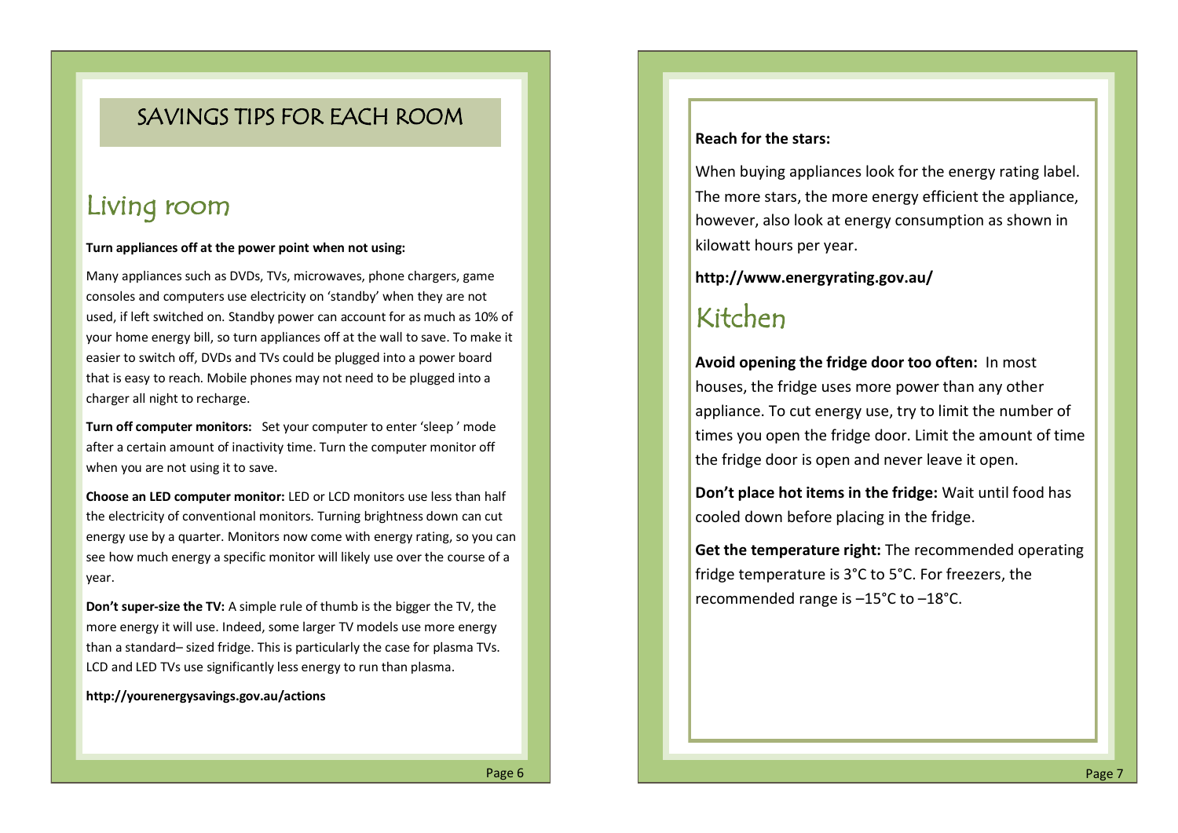# SAVINGS TIPS FOR EACH ROOM

## Living room

**Turn appliances off at the power point when not using:**

Many appliances such as DVDs, TVs, microwaves, phone chargers, game consoles and computers use electricity on 'standby' when they are not used, if left switched on. Standby power can account for as much as 10% of your home energy bill, so turn appliances off at the wall to save. To make it easier to switch off, DVDs and TVs could be plugged into a power board that is easy to reach. Mobile phones may not need to be plugged into a charger all night to recharge.

**Turn off computer monitors:** Set your computer to enter 'sleep ' mode after a certain amount of inactivity time. Turn the computer monitor off when you are not using it to save.

**Choose an LED computer monitor:** LED or LCD monitors use less than half the electricity of conventional monitors. Turning brightness down can cut energy use by a quarter. Monitors now come with energy rating, so you can see how much energy a specific monitor will likely use over the course of a year.

**Don't super-size the TV:** A simple rule of thumb is the bigger the TV, the more energy it will use. Indeed, some larger TV models use more energy than a standard– sized fridge. This is particularly the case for plasma TVs. LCD and LED TVs use significantly less energy to run than plasma.

**http://yourenergysavings.gov.au/actions**

**Reach for the stars:**

When buying appliances look for the energy rating label. The more stars, the more energy efficient the appliance, however, also look at energy consumption as shown in kilowatt hours per year.

**http://www.energyrating.gov.au/**

## Kitchen

**Avoid opening the fridge door too often:** In most houses, the fridge uses more power than any other appliance. To cut energy use, try to limit the number of times you open the fridge door. Limit the amount of time the fridge door is open and never leave it open.

**Don't place hot items in the fridge:** Wait until food has cooled down before placing in the fridge.

**Get the temperature right:** The recommended operating fridge temperature is 3°C to 5°C. For freezers, the recommended range is –15°C to –18°C.